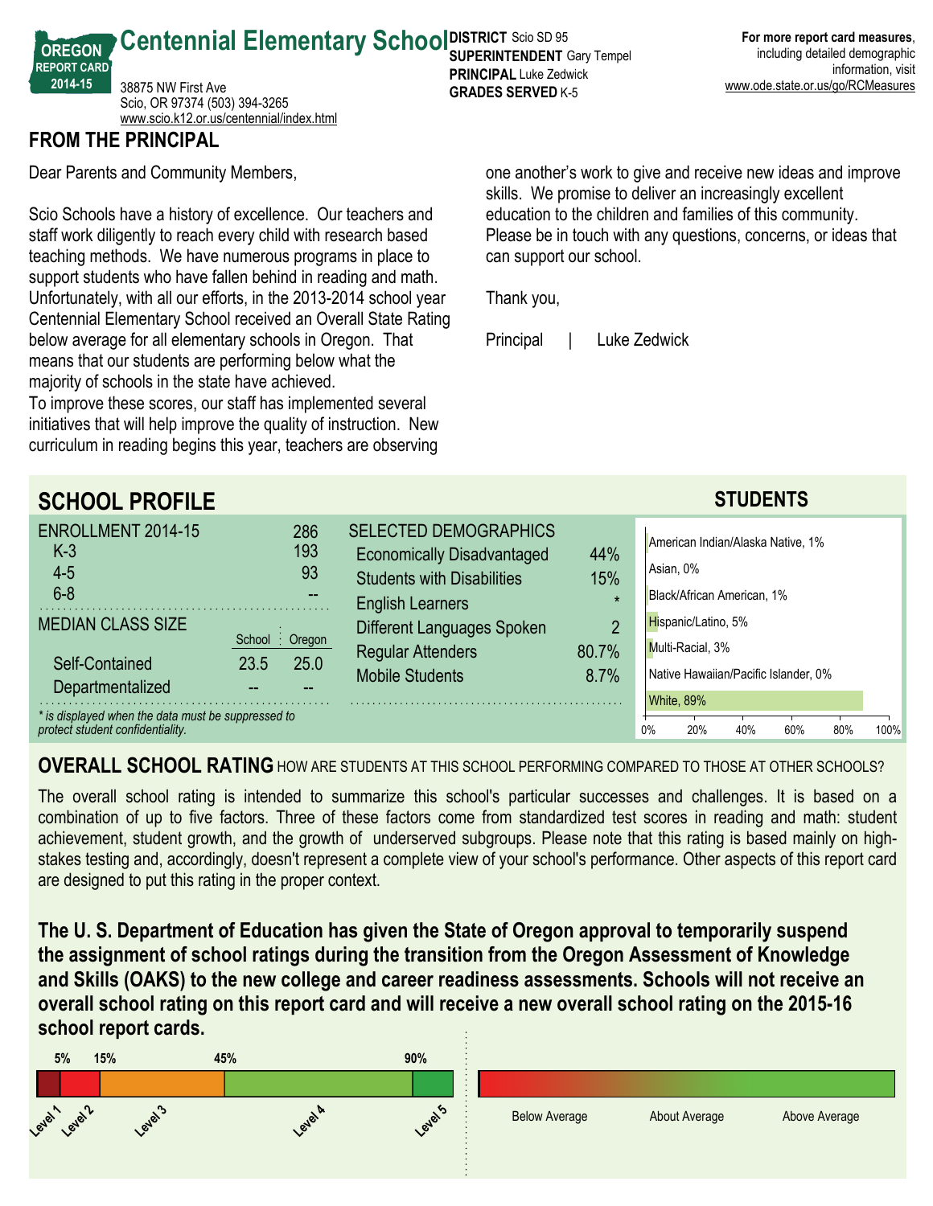# Centennial Elementary School

OREGON REPORT CARD 2014-15

38875 NW First Ave
Scio, OR 97374 (503) 394-3265
www.scio.k12.or.us/centennial/index.html

**DISTRICT** Scio SD 95
**SUPERINTENDENT** Gary Tempel
**PRINCIPAL** Luke Zedwick
**GRADES SERVED** K-5

**For more report card measures**, including detailed demographic information, visit www.ode.state.or.us/go/RCMeasures

## FROM THE PRINCIPAL

Dear Parents and Community Members,

Scio Schools have a history of excellence. Our teachers and staff work diligently to reach every child with research based teaching methods. We have numerous programs in place to support students who have fallen behind in reading and math. Unfortunately, with all our efforts, in the 2013-2014 school year Centennial Elementary School received an Overall State Rating below average for all elementary schools in Oregon. That means that our students are performing below what the majority of schools in the state have achieved.
To improve these scores, our staff has implemented several initiatives that will help improve the quality of instruction. New curriculum in reading begins this year, teachers are observing one another's work to give and receive new ideas and improve skills. We promise to deliver an increasingly excellent education to the children and families of this community. Please be in touch with any questions, concerns, or ideas that can support our school.

Thank you,

Principal | Luke Zedwick

## SCHOOL PROFILE

| ENROLLMENT 2014-15 | 286 |
|---|---|
| K-3 | 193 |
| 4-5 | 93 |
| 6-8 | -- |

| MEDIAN CLASS SIZE | School | Oregon |
|---|---|---|
| Self-Contained | 23.5 | 25.0 |
| Departmentalized | -- | -- |

*\* is displayed when the data must be suppressed to protect student confidentiality.*

| SELECTED DEMOGRAPHICS | |
|---|---|
| Economically Disadvantaged | 44% |
| Students with Disabilities | 15% |
| English Learners | * |
| Different Languages Spoken | 2 |
| Regular Attenders | 80.7% |
| Mobile Students | 8.7% |

### STUDENTS

| Race/Ethnicity | Percent |
|---|---|
| American Indian/Alaska Native | 1% |
| Asian | 0% |
| Black/African American | 1% |
| Hispanic/Latino | 5% |
| Multi-Racial | 3% |
| Native Hawaiian/Pacific Islander | 0% |
| White | 89% |

## OVERALL SCHOOL RATING HOW ARE STUDENTS AT THIS SCHOOL PERFORMING COMPARED TO THOSE AT OTHER SCHOOLS?

The overall school rating is intended to summarize this school's particular successes and challenges. It is based on a combination of up to five factors. Three of these factors come from standardized test scores in reading and math: student achievement, student growth, and the growth of underserved subgroups. Please note that this rating is based mainly on high-stakes testing and, accordingly, doesn't represent a complete view of your school's performance. Other aspects of this report card are designed to put this rating in the proper context.

**The U. S. Department of Education has given the State of Oregon approval to temporarily suspend the assignment of school ratings during the transition from the Oregon Assessment of Knowledge and Skills (OAKS) to the new college and career readiness assessments. Schools will not receive an overall school rating on this report card and will receive a new overall school rating on the 2015-16 school report cards.**

5% 15% 45% 90%

Level 1 Level 2 Level 3 Level 4 Level 5

Below Average | About Average | Above Average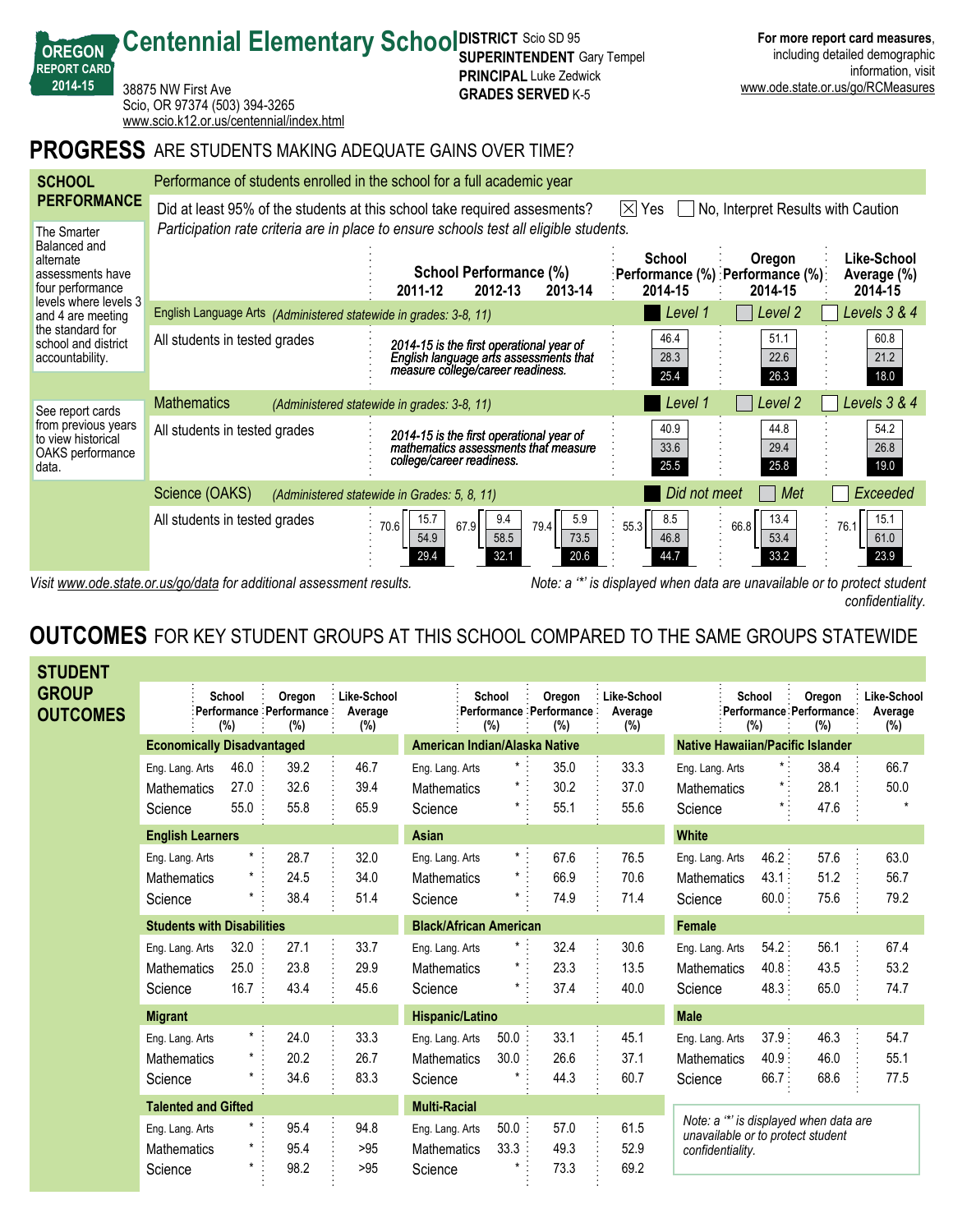# Centennial Elementary School

**OREGON REPORT CARD 2014-15**

38875 NW First Ave
Scio, OR 97374 (503) 394-3265
www.scio.k12.or.us/centennial/index.html

**DISTRICT** Scio SD 95
**SUPERINTENDENT** Gary Tempel
**PRINCIPAL** Luke Zedwick
**GRADES SERVED** K-5

**For more report card measures**, including detailed demographic information, visit www.ode.state.or.us/go/RCMeasures

## PROGRESS ARE STUDENTS MAKING ADEQUATE GAINS OVER TIME?

### SCHOOL PERFORMANCE

Performance of students enrolled in the school for a full academic year

Did at least 95% of the students at this school take required assesments? ☒ Yes ☐ No, Interpret Results with Caution

*Participation rate criteria are in place to ensure schools test all eligible students.*

The Smarter Balanced and alternate assessments have four performance levels where levels 3 and 4 are meeting the standard for school and district accountability.

See report cards from previous years to view historical OAKS performance data.

| | School Performance (%) 2011-12 | 2012-13 | 2013-14 | School Performance (%) 2014-15 | Oregon Performance (%) 2014-15 | Like-School Average (%) 2014-15 |
|---|---|---|---|---|---|---|
| **English Language Arts** *(Administered statewide in grades: 3-8, 11)* | | | | Level 1 / Level 2 / Levels 3 & 4 | | |
| All students in tested grades | *2014-15 is the first operational year of English language arts assessments that measure college/career readiness.* | | | 46.4 / 28.3 / 25.4 | 51.1 / 22.6 / 26.3 | 60.8 / 21.2 / 18.0 |
| **Mathematics** *(Administered statewide in grades: 3-8, 11)* | | | | Level 1 / Level 2 / Levels 3 & 4 | | |
| All students in tested grades | *2014-15 is the first operational year of mathematics assessments that measure college/career readiness.* | | | 40.9 / 33.6 / 25.5 | 44.8 / 29.4 / 25.8 | 54.2 / 26.8 / 19.0 |
| **Science (OAKS)** *(Administered statewide in Grades: 5, 8, 11)* | | | | Did not meet / Met / Exceeded | | |
| All students in tested grades | 70.6 (15.7 / 54.9 / 29.4) | 67.9 (9.4 / 58.5 / 32.1) | 79.4 (5.9 / 73.5 / 20.6) | 55.3 (8.5 / 46.8 / 44.7) | 66.8 (13.4 / 53.4 / 33.2) | 76.1 (15.1 / 61.0 / 23.9) |

*Visit www.ode.state.or.us/go/data for additional assessment results.*

*Note: a '*' is displayed when data are unavailable or to protect student confidentiality.*

## OUTCOMES FOR KEY STUDENT GROUPS AT THIS SCHOOL COMPARED TO THE SAME GROUPS STATEWIDE

### STUDENT GROUP OUTCOMES

| Group | Subject | School Performance (%) | Oregon Performance (%) | Like-School Average (%) |
|---|---|---|---|---|
| **Economically Disadvantaged** | Eng. Lang. Arts | 46.0 | 39.2 | 46.7 |
| | Mathematics | 27.0 | 32.6 | 39.4 |
| | Science | 55.0 | 55.8 | 65.9 |
| **English Learners** | Eng. Lang. Arts | * | 28.7 | 32.0 |
| | Mathematics | * | 24.5 | 34.0 |
| | Science | * | 38.4 | 51.4 |
| **Students with Disabilities** | Eng. Lang. Arts | 32.0 | 27.1 | 33.7 |
| | Mathematics | 25.0 | 23.8 | 29.9 |
| | Science | 16.7 | 43.4 | 45.6 |
| **Migrant** | Eng. Lang. Arts | * | 24.0 | 33.3 |
| | Mathematics | * | 20.2 | 26.7 |
| | Science | * | 34.6 | 83.3 |
| **Talented and Gifted** | Eng. Lang. Arts | * | 95.4 | 94.8 |
| | Mathematics | * | 95.4 | >95 |
| | Science | * | 98.2 | >95 |
| **American Indian/Alaska Native** | Eng. Lang. Arts | * | 35.0 | 33.3 |
| | Mathematics | * | 30.2 | 37.0 |
| | Science | * | 55.1 | 55.6 |
| **Asian** | Eng. Lang. Arts | * | 67.6 | 76.5 |
| | Mathematics | * | 66.9 | 70.6 |
| | Science | * | 74.9 | 71.4 |
| **Black/African American** | Eng. Lang. Arts | * | 32.4 | 30.6 |
| | Mathematics | * | 23.3 | 13.5 |
| | Science | * | 37.4 | 40.0 |
| **Hispanic/Latino** | Eng. Lang. Arts | 50.0 | 33.1 | 45.1 |
| | Mathematics | 30.0 | 26.6 | 37.1 |
| | Science | * | 44.3 | 60.7 |
| **Multi-Racial** | Eng. Lang. Arts | 50.0 | 57.0 | 61.5 |
| | Mathematics | 33.3 | 49.3 | 52.9 |
| | Science | * | 73.3 | 69.2 |
| **Native Hawaiian/Pacific Islander** | Eng. Lang. Arts | * | 38.4 | 66.7 |
| | Mathematics | * | 28.1 | 50.0 |
| | Science | * | 47.6 | * |
| **White** | Eng. Lang. Arts | 46.2 | 57.6 | 63.0 |
| | Mathematics | 43.1 | 51.2 | 56.7 |
| | Science | 60.0 | 75.6 | 79.2 |
| **Female** | Eng. Lang. Arts | 54.2 | 56.1 | 67.4 |
| | Mathematics | 40.8 | 43.5 | 53.2 |
| | Science | 48.3 | 65.0 | 74.7 |
| **Male** | Eng. Lang. Arts | 37.9 | 46.3 | 54.7 |
| | Mathematics | 40.9 | 46.0 | 55.1 |
| | Science | 66.7 | 68.6 | 77.5 |

*Note: a '*' is displayed when data are unavailable or to protect student confidentiality.*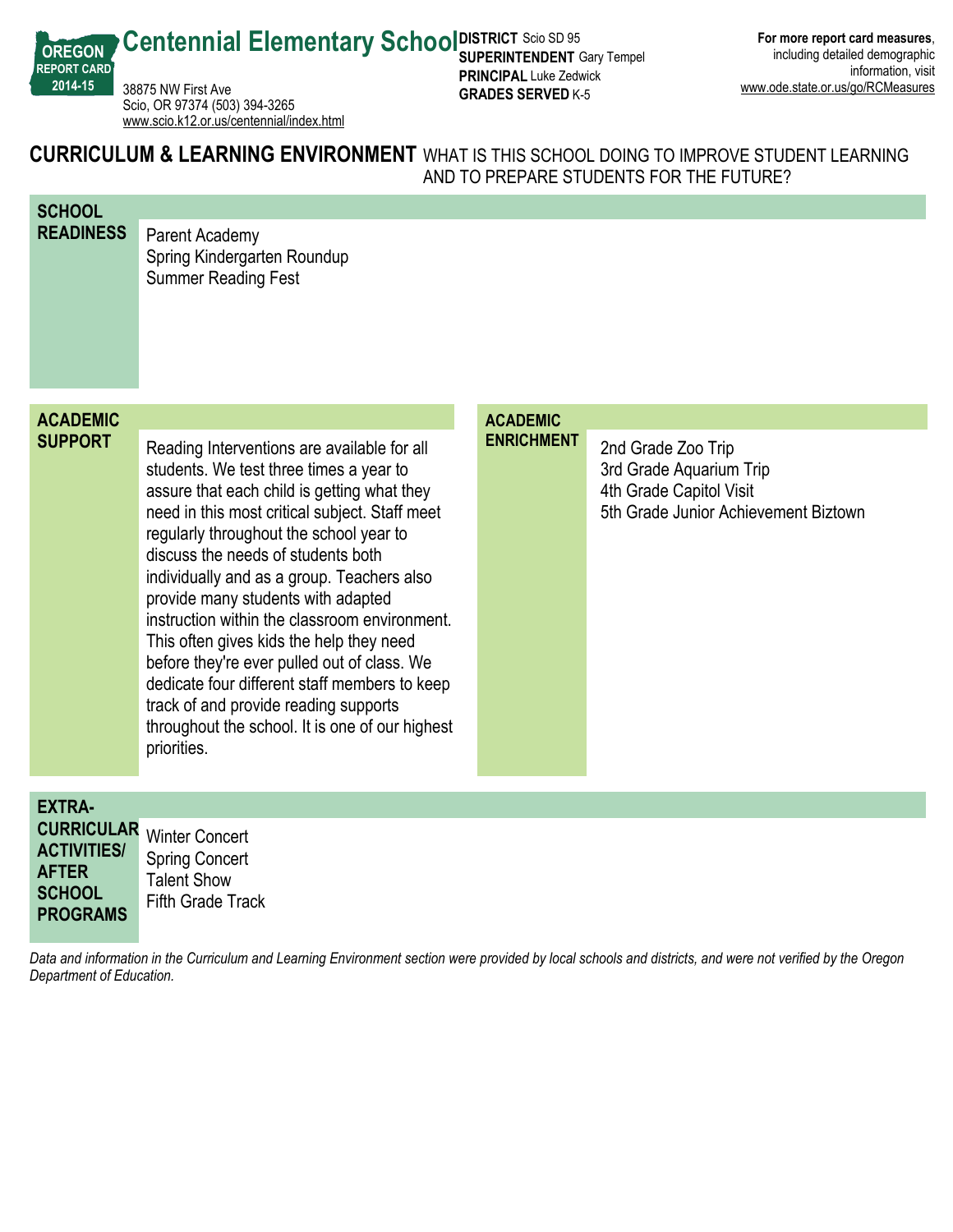**OREGON REPORT CARD 2014-15**

# Centennial Elementary School

38875 NW First Ave
Scio, OR 97374 (503) 394-3265
www.scio.k12.or.us/centennial/index.html

**DISTRICT** Scio SD 95
**SUPERINTENDENT** Gary Tempel
**PRINCIPAL** Luke Zedwick
**GRADES SERVED** K-5

**For more report card measures**, including detailed demographic information, visit www.ode.state.or.us/go/RCMeasures

## CURRICULUM & LEARNING ENVIRONMENT

WHAT IS THIS SCHOOL DOING TO IMPROVE STUDENT LEARNING AND TO PREPARE STUDENTS FOR THE FUTURE?

### SCHOOL READINESS

Parent Academy
Spring Kindergarten Roundup
Summer Reading Fest

### ACADEMIC SUPPORT

Reading Interventions are available for all students. We test three times a year to assure that each child is getting what they need in this most critical subject. Staff meet regularly throughout the school year to discuss the needs of students both individually and as a group. Teachers also provide many students with adapted instruction within the classroom environment. This often gives kids the help they need before they're ever pulled out of class. We dedicate four different staff members to keep track of and provide reading supports throughout the school. It is one of our highest priorities.

### ACADEMIC ENRICHMENT

2nd Grade Zoo Trip
3rd Grade Aquarium Trip
4th Grade Capitol Visit
5th Grade Junior Achievement Biztown

### EXTRA-CURRICULAR ACTIVITIES/ AFTER SCHOOL PROGRAMS

Winter Concert
Spring Concert
Talent Show
Fifth Grade Track

*Data and information in the Curriculum and Learning Environment section were provided by local schools and districts, and were not verified by the Oregon Department of Education.*